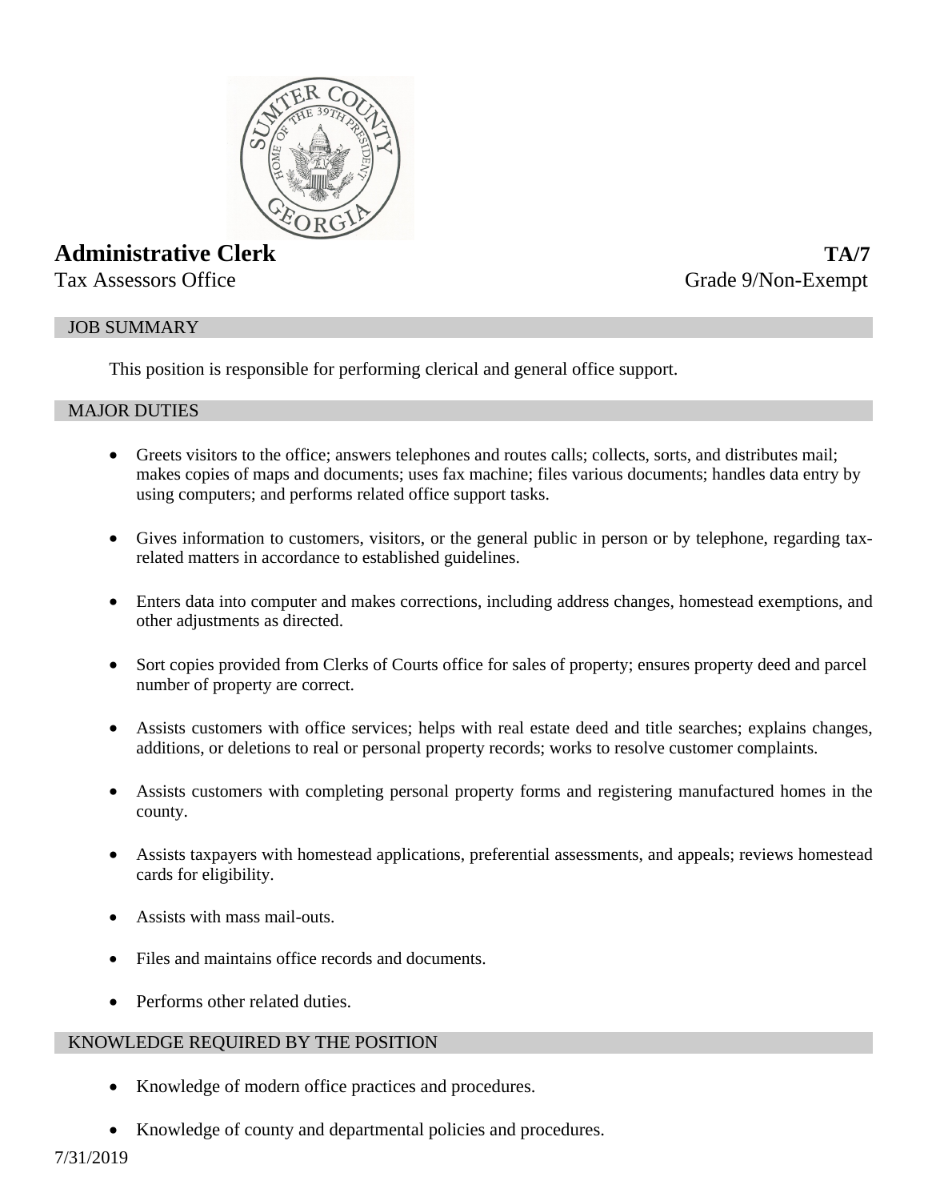# Administrative Clerk

**TA/7**

Tax Assessors Office

Grade 9/Non-Exempt

## JOB SUMMARY

This position is responsible for performing clerical and general office support.

## MAJOR DUTIES

- Greets visitors to the office; answers telephones and routes calls; collects, sorts, and distributes mail; makes copies of maps and documents; uses fax machine; files various documents; handles data entry by using computers; and performs related office support tasks.
- Gives information to customers, visitors, or the general public in person or by telephone, regarding tax-related matters in accordance to established guidelines.
- Enters data into computer and makes corrections, including address changes, homestead exemptions, and other adjustments as directed.
- Sort copies provided from Clerks of Courts office for sales of property; ensures property deed and parcel number of property are correct.
- Assists customers with office services; helps with real estate deed and title searches; explains changes, additions, or deletions to real or personal property records; works to resolve customer complaints.
- Assists customers with completing personal property forms and registering manufactured homes in the county.
- Assists taxpayers with homestead applications, preferential assessments, and appeals; reviews homestead cards for eligibility.
- Assists with mass mail-outs.
- Files and maintains office records and documents.
- Performs other related duties.

## KNOWLEDGE REQUIRED BY THE POSITION

- Knowledge of modern office practices and procedures.
- Knowledge of county and departmental policies and procedures.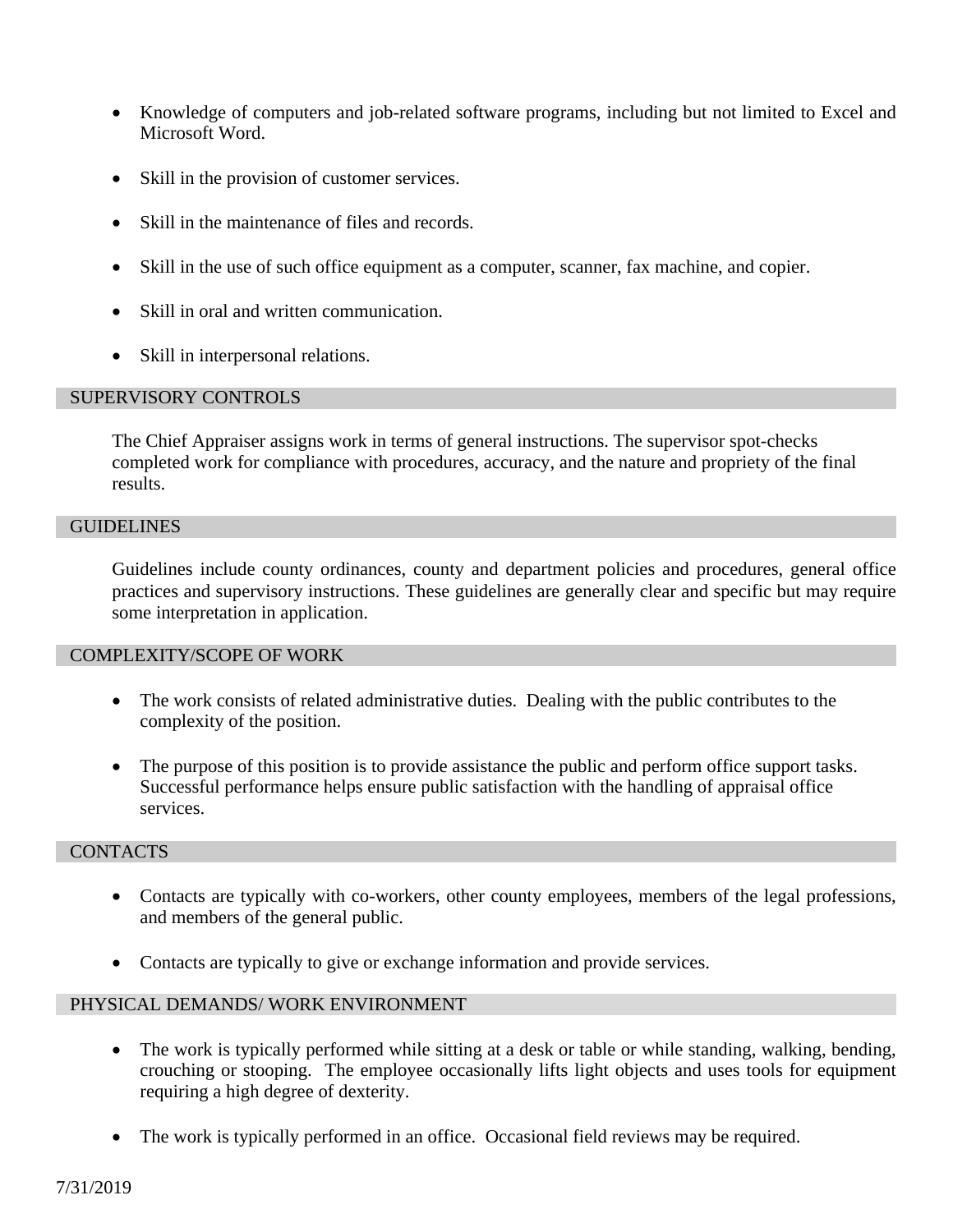- Knowledge of computers and job-related software programs, including but not limited to Excel and Microsoft Word.

- Skill in the provision of customer services.

- Skill in the maintenance of files and records.

- Skill in the use of such office equipment as a computer, scanner, fax machine, and copier.

- Skill in oral and written communication.

- Skill in interpersonal relations.

## SUPERVISORY CONTROLS

The Chief Appraiser assigns work in terms of general instructions. The supervisor spot-checks completed work for compliance with procedures, accuracy, and the nature and propriety of the final results.

## GUIDELINES

Guidelines include county ordinances, county and department policies and procedures, general office practices and supervisory instructions. These guidelines are generally clear and specific but may require some interpretation in application.

## COMPLEXITY/SCOPE OF WORK

- The work consists of related administrative duties. Dealing with the public contributes to the complexity of the position.

- The purpose of this position is to provide assistance the public and perform office support tasks. Successful performance helps ensure public satisfaction with the handling of appraisal office services.

## CONTACTS

- Contacts are typically with co-workers, other county employees, members of the legal professions, and members of the general public.

- Contacts are typically to give or exchange information and provide services.

## PHYSICAL DEMANDS/ WORK ENVIRONMENT

- The work is typically performed while sitting at a desk or table or while standing, walking, bending, crouching or stooping. The employee occasionally lifts light objects and uses tools for equipment requiring a high degree of dexterity.

- The work is typically performed in an office. Occasional field reviews may be required.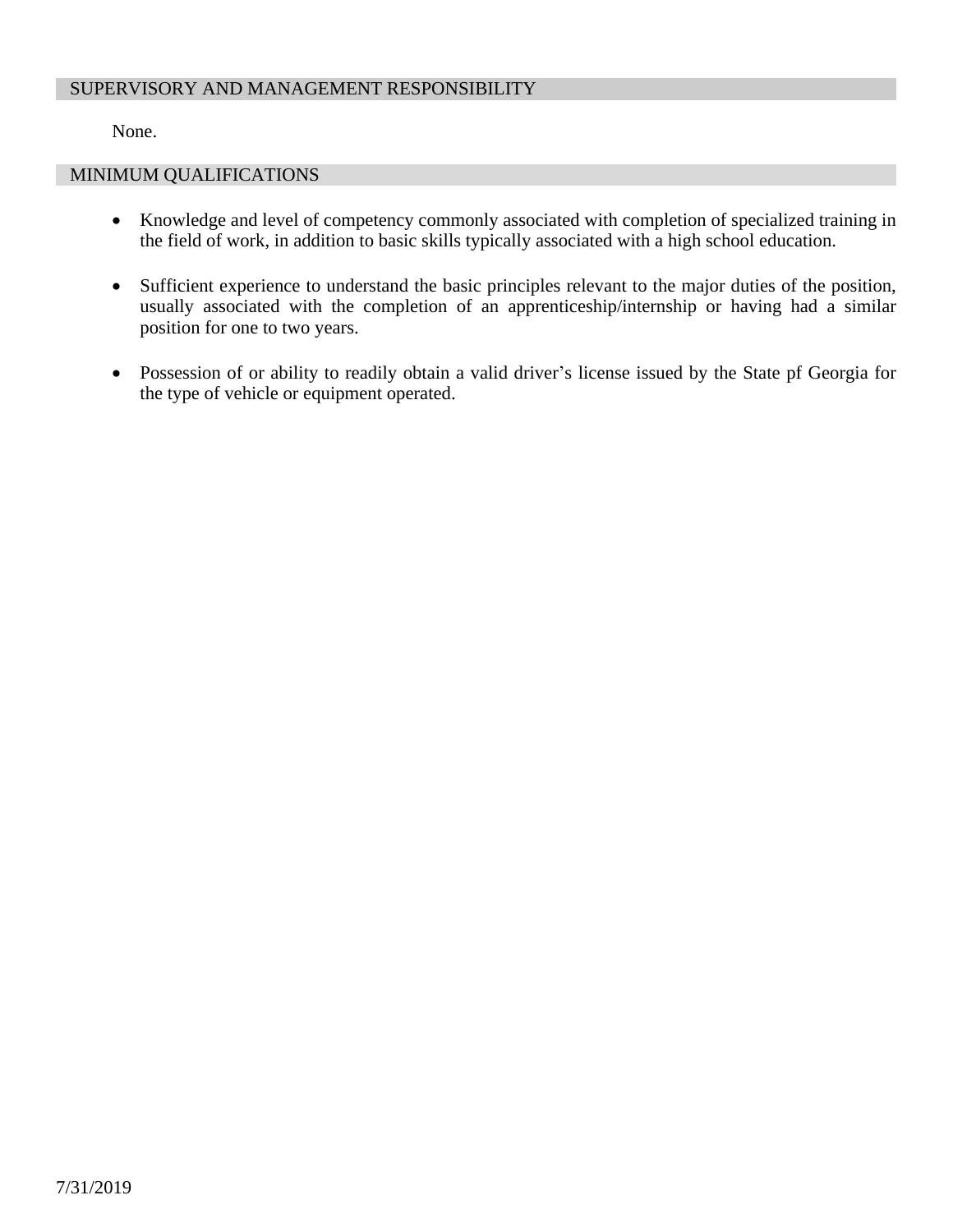## SUPERVISORY AND MANAGEMENT RESPONSIBILITY

None.

## MINIMUM QUALIFICATIONS

- Knowledge and level of competency commonly associated with completion of specialized training in the field of work, in addition to basic skills typically associated with a high school education.

- Sufficient experience to understand the basic principles relevant to the major duties of the position, usually associated with the completion of an apprenticeship/internship or having had a similar position for one to two years.

- Possession of or ability to readily obtain a valid driver's license issued by the State pf Georgia for the type of vehicle or equipment operated.

7/31/2019